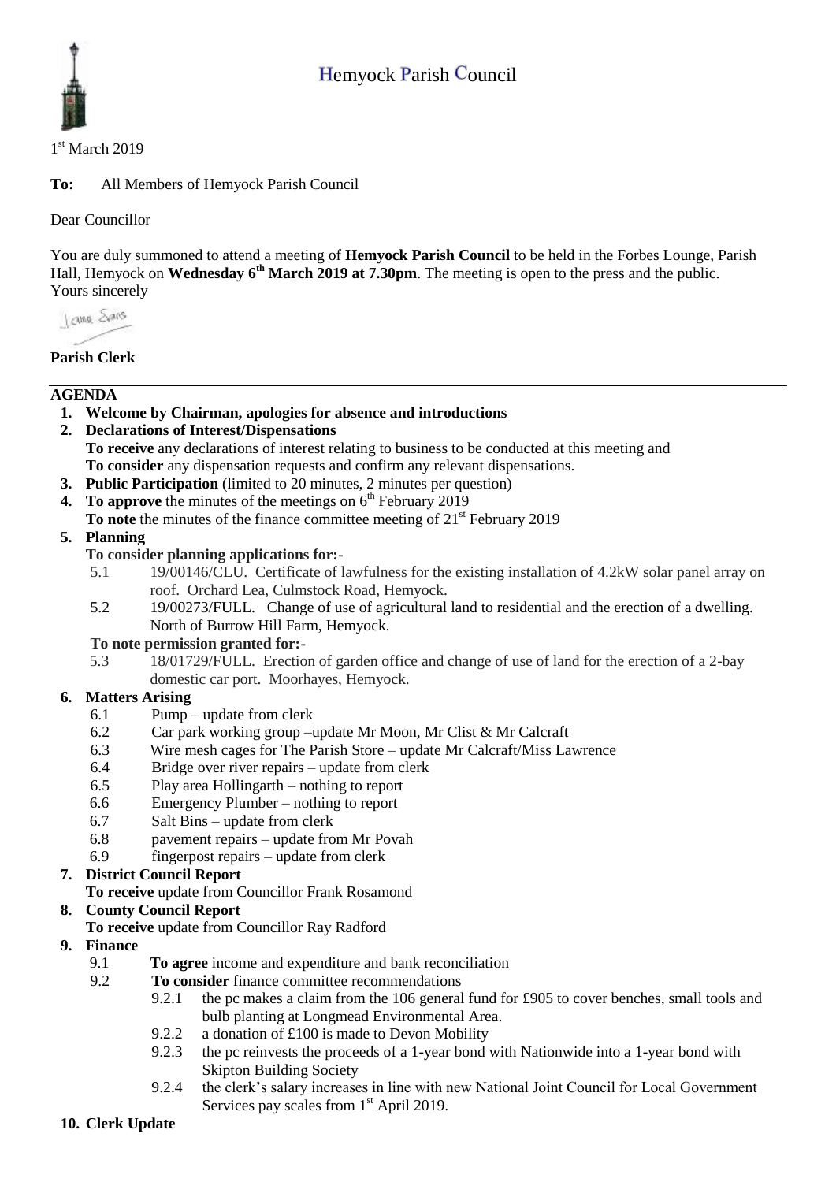# Hemyock Parish Council

1st March 2019

**To:** All Members of Hemyock Parish Council

Dear Councillor

You are duly summoned to attend a meeting of **Hemyock Parish Council** to be held in the Forbes Lounge, Parish Hall, Hemyock on **Wednesday 6th March 2019 at 7.30pm**. The meeting is open to the press and the public.
Yours sincerely

**Parish Clerk**

---

**AGENDA**

1. **Welcome by Chairman, apologies for absence and introductions**
2. **Declarations of Interest/Dispensations**
   **To receive** any declarations of interest relating to business to be conducted at this meeting and
   **To consider** any dispensation requests and confirm any relevant dispensations.
3. **Public Participation** (limited to 20 minutes, 2 minutes per question)
4. **To approve** the minutes of the meetings on 6th February 2019
   **To note** the minutes of the finance committee meeting of 21st February 2019
5. **Planning**
   **To consider planning applications for:-**
   - 5.1 19/00146/CLU. Certificate of lawfulness for the existing installation of 4.2kW solar panel array on roof. Orchard Lea, Culmstock Road, Hemyock.
   - 5.2 19/00273/FULL. Change of use of agricultural land to residential and the erection of a dwelling. North of Burrow Hill Farm, Hemyock.

   **To note permission granted for:-**
   - 5.3 18/01729/FULL. Erection of garden office and change of use of land for the erection of a 2-bay domestic car port. Moorhayes, Hemyock.
6. **Matters Arising**
   - 6.1 Pump – update from clerk
   - 6.2 Car park working group –update Mr Moon, Mr Clist & Mr Calcraft
   - 6.3 Wire mesh cages for The Parish Store – update Mr Calcraft/Miss Lawrence
   - 6.4 Bridge over river repairs – update from clerk
   - 6.5 Play area Hollingarth – nothing to report
   - 6.6 Emergency Plumber – nothing to report
   - 6.7 Salt Bins – update from clerk
   - 6.8 pavement repairs – update from Mr Povah
   - 6.9 fingerpost repairs – update from clerk
7. **District Council Report**
   **To receive** update from Councillor Frank Rosamond
8. **County Council Report**
   **To receive** update from Councillor Ray Radford
9. **Finance**
   - 9.1 **To agree** income and expenditure and bank reconciliation
   - 9.2 **To consider** finance committee recommendations
     - 9.2.1 the pc makes a claim from the 106 general fund for £905 to cover benches, small tools and bulb planting at Longmead Environmental Area.
     - 9.2.2 a donation of £100 is made to Devon Mobility
     - 9.2.3 the pc reinvests the proceeds of a 1-year bond with Nationwide into a 1-year bond with Skipton Building Society
     - 9.2.4 the clerk's salary increases in line with new National Joint Council for Local Government Services pay scales from 1st April 2019.
10. **Clerk Update**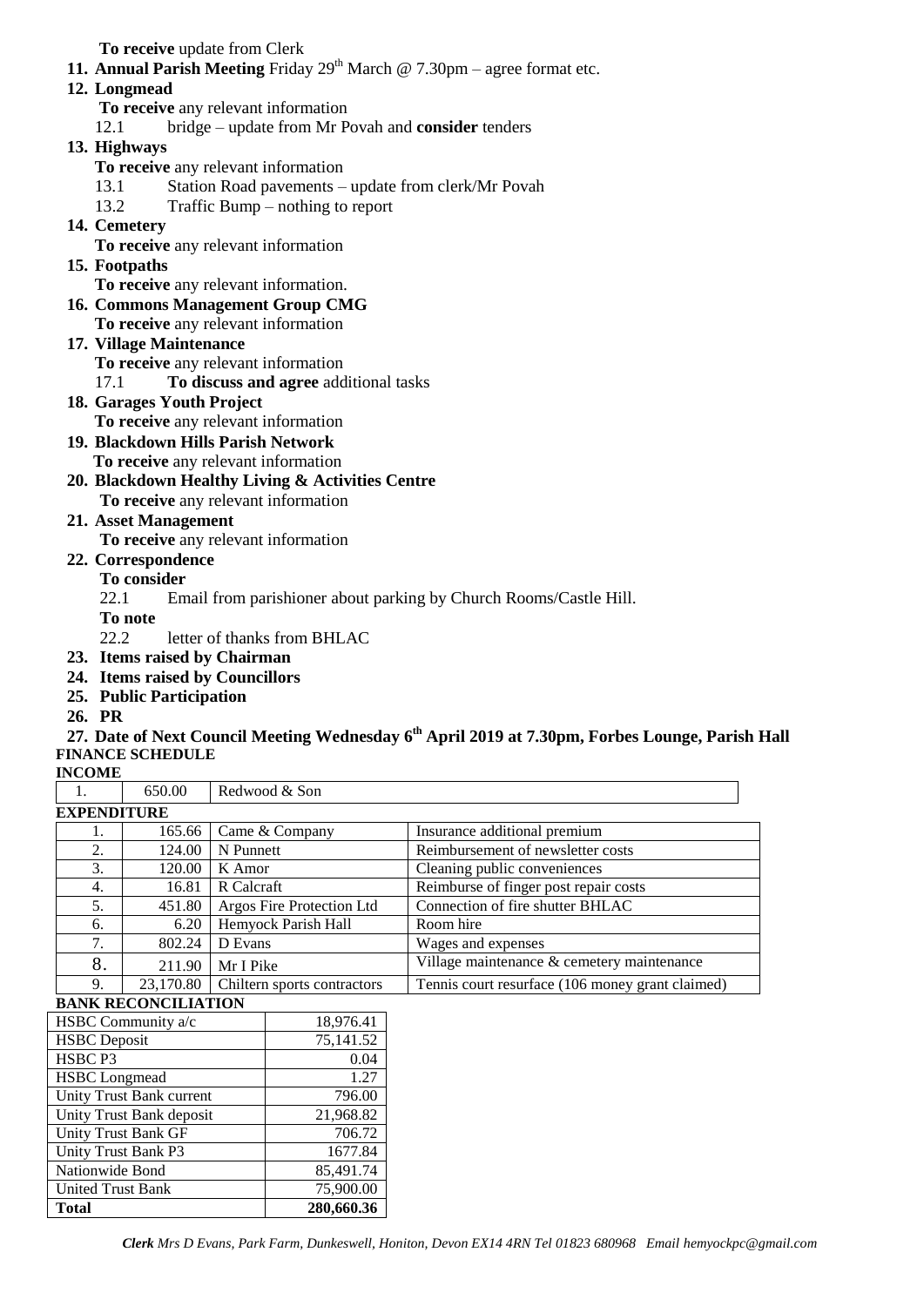**To receive** update from Clerk

**11. Annual Parish Meeting** Friday 29th March @ 7.30pm – agree format etc.

**12. Longmead**

**To receive** any relevant information

12.1 bridge – update from Mr Povah and **consider** tenders

**13. Highways**

**To receive** any relevant information

13.1 Station Road pavements – update from clerk/Mr Povah

13.2 Traffic Bump – nothing to report

**14. Cemetery**

**To receive** any relevant information

**15. Footpaths**

**To receive** any relevant information.

**16. Commons Management Group CMG**

**To receive** any relevant information

**17. Village Maintenance**

**To receive** any relevant information

17.1 **To discuss and agree** additional tasks

**18. Garages Youth Project**

**To receive** any relevant information

**19. Blackdown Hills Parish Network**

**To receive** any relevant information

**20. Blackdown Healthy Living & Activities Centre**

**To receive** any relevant information

**21. Asset Management**

**To receive** any relevant information

**22. Correspondence**

**To consider**

22.1 Email from parishioner about parking by Church Rooms/Castle Hill.

**To note**

22.2 letter of thanks from BHLAC

**23. Items raised by Chairman**

**24. Items raised by Councillors**

**25. Public Participation**

**26. PR**

**27. Date of Next Council Meeting Wednesday 6th April 2019 at 7.30pm, Forbes Lounge, Parish Hall**

**FINANCE SCHEDULE**

**INCOME**

| | | |
|---|---|---|
| 1. | 650.00 | Redwood & Son |

**EXPENDITURE**

| | | | |
|---|---|---|---|
| 1. | 165.66 | Came & Company | Insurance additional premium |
| 2. | 124.00 | N Punnett | Reimbursement of newsletter costs |
| 3. | 120.00 | K Amor | Cleaning public conveniences |
| 4. | 16.81 | R Calcraft | Reimburse of finger post repair costs |
| 5. | 451.80 | Argos Fire Protection Ltd | Connection of fire shutter BHLAC |
| 6. | 6.20 | Hemyock Parish Hall | Room hire |
| 7. | 802.24 | D Evans | Wages and expenses |
| 8. | 211.90 | Mr I Pike | Village maintenance & cemetery maintenance |
| 9. | 23,170.80 | Chiltern sports contractors | Tennis court resurface (106 money grant claimed) |

**BANK RECONCILIATION**

| | |
|---|---|
| HSBC Community a/c | 18,976.41 |
| HSBC Deposit | 75,141.52 |
| HSBC P3 | 0.04 |
| HSBC Longmead | 1.27 |
| Unity Trust Bank current | 796.00 |
| Unity Trust Bank deposit | 21,968.82 |
| Unity Trust Bank GF | 706.72 |
| Unity Trust Bank P3 | 1677.84 |
| Nationwide Bond | 85,491.74 |
| United Trust Bank | 75,900.00 |
| **Total** | **280,660.36** |

***Clerk** Mrs D Evans, Park Farm, Dunkeswell, Honiton, Devon EX14 4RN Tel 01823 680968 Email hemyockpc@gmail.com*